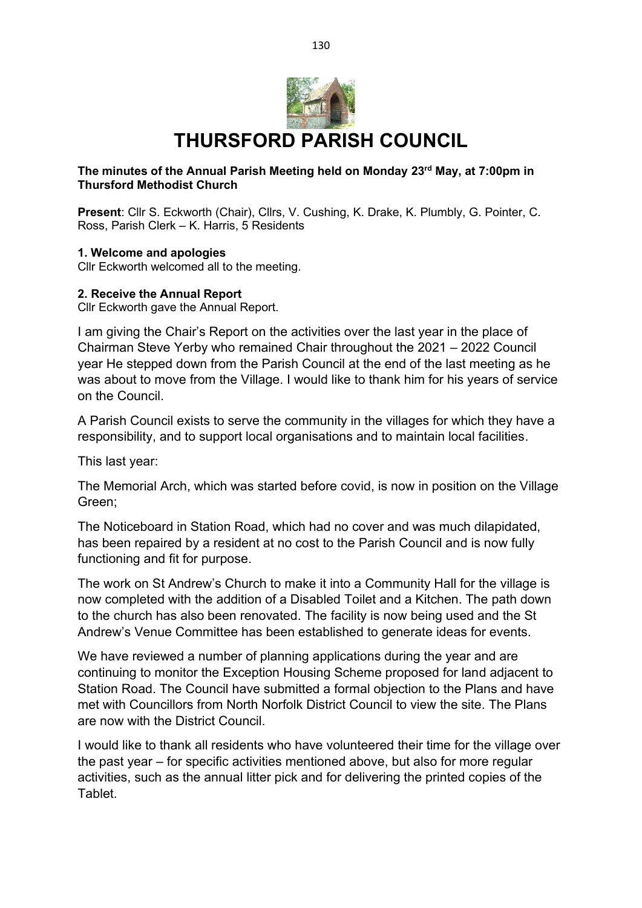# THURSFORD PARISH COUNCIL

**The minutes of the Annual Parish Meeting held on Monday 23rd May, at 7:00pm in Thursford Methodist Church**

**Present**: Cllr S. Eckworth (Chair), Cllrs, V. Cushing, K. Drake, K. Plumbly, G. Pointer, C. Ross, Parish Clerk – K. Harris, 5 Residents

**1. Welcome and apologies**
Cllr Eckworth welcomed all to the meeting.

**2. Receive the Annual Report**
Cllr Eckworth gave the Annual Report.

I am giving the Chair's Report on the activities over the last year in the place of Chairman Steve Yerby who remained Chair throughout the 2021 – 2022 Council year He stepped down from the Parish Council at the end of the last meeting as he was about to move from the Village. I would like to thank him for his years of service on the Council.

A Parish Council exists to serve the community in the villages for which they have a responsibility, and to support local organisations and to maintain local facilities.

This last year:

The Memorial Arch, which was started before covid, is now in position on the Village Green;

The Noticeboard in Station Road, which had no cover and was much dilapidated, has been repaired by a resident at no cost to the Parish Council and is now fully functioning and fit for purpose.

The work on St Andrew's Church to make it into a Community Hall for the village is now completed with the addition of a Disabled Toilet and a Kitchen. The path down to the church has also been renovated. The facility is now being used and the St Andrew's Venue Committee has been established to generate ideas for events.

We have reviewed a number of planning applications during the year and are continuing to monitor the Exception Housing Scheme proposed for land adjacent to Station Road. The Council have submitted a formal objection to the Plans and have met with Councillors from North Norfolk District Council to view the site. The Plans are now with the District Council.

I would like to thank all residents who have volunteered their time for the village over the past year – for specific activities mentioned above, but also for more regular activities, such as the annual litter pick and for delivering the printed copies of the Tablet.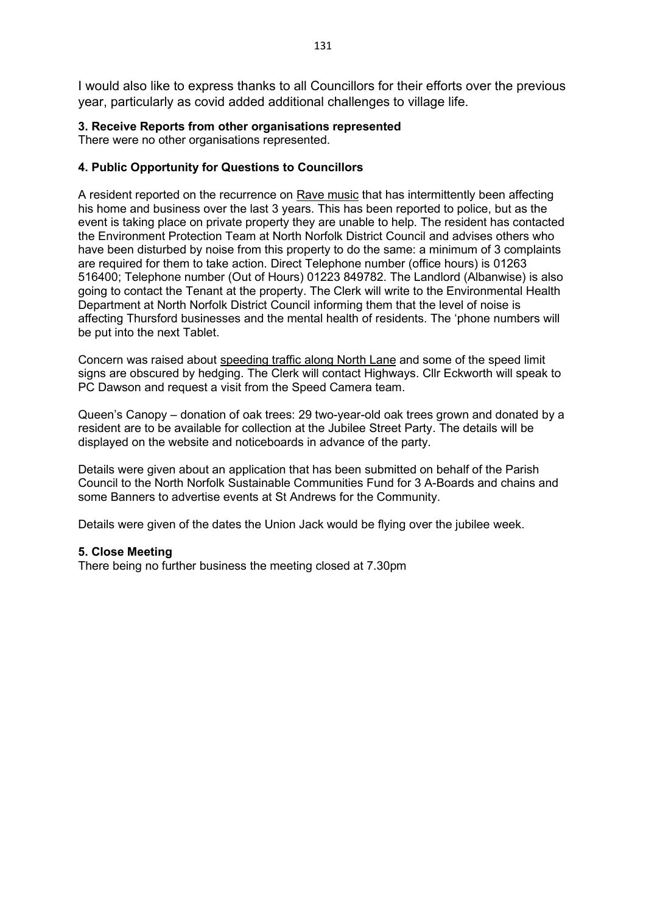I would also like to express thanks to all Councillors for their efforts over the previous year, particularly as covid added additional challenges to village life.

**3. Receive Reports from other organisations represented**

There were no other organisations represented.

**4. Public Opportunity for Questions to Councillors**

A resident reported on the recurrence on Rave music that has intermittently been affecting his home and business over the last 3 years. This has been reported to police, but as the event is taking place on private property they are unable to help. The resident has contacted the Environment Protection Team at North Norfolk District Council and advises others who have been disturbed by noise from this property to do the same: a minimum of 3 complaints are required for them to take action. Direct Telephone number (office hours) is 01263 516400; Telephone number (Out of Hours) 01223 849782. The Landlord (Albanwise) is also going to contact the Tenant at the property. The Clerk will write to the Environmental Health Department at North Norfolk District Council informing them that the level of noise is affecting Thursford businesses and the mental health of residents. The 'phone numbers will be put into the next Tablet.

Concern was raised about speeding traffic along North Lane and some of the speed limit signs are obscured by hedging. The Clerk will contact Highways. Cllr Eckworth will speak to PC Dawson and request a visit from the Speed Camera team.

Queen's Canopy – donation of oak trees: 29 two-year-old oak trees grown and donated by a resident are to be available for collection at the Jubilee Street Party. The details will be displayed on the website and noticeboards in advance of the party.

Details were given about an application that has been submitted on behalf of the Parish Council to the North Norfolk Sustainable Communities Fund for 3 A-Boards and chains and some Banners to advertise events at St Andrews for the Community.

Details were given of the dates the Union Jack would be flying over the jubilee week.

**5. Close Meeting**

There being no further business the meeting closed at 7.30pm